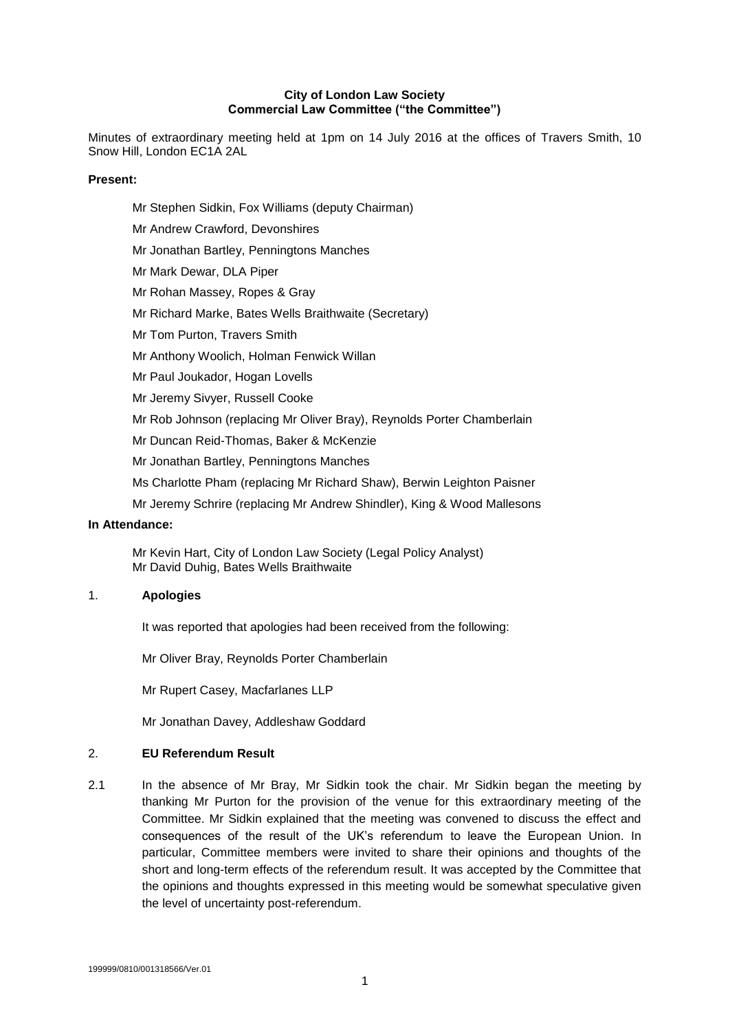**City of London Law Society**
**Commercial Law Committee ("the Committee")**

Minutes of extraordinary meeting held at 1pm on 14 July 2016 at the offices of Travers Smith, 10 Snow Hill, London EC1A 2AL

**Present:**

Mr Stephen Sidkin, Fox Williams (deputy Chairman)

Mr Andrew Crawford, Devonshires

Mr Jonathan Bartley, Penningtons Manches

Mr Mark Dewar, DLA Piper

Mr Rohan Massey, Ropes & Gray

Mr Richard Marke, Bates Wells Braithwaite (Secretary)

Mr Tom Purton, Travers Smith

Mr Anthony Woolich, Holman Fenwick Willan

Mr Paul Joukador, Hogan Lovells

Mr Jeremy Sivyer, Russell Cooke

Mr Rob Johnson (replacing Mr Oliver Bray), Reynolds Porter Chamberlain

Mr Duncan Reid-Thomas, Baker & McKenzie

Mr Jonathan Bartley, Penningtons Manches

Ms Charlotte Pham (replacing Mr Richard Shaw), Berwin Leighton Paisner

Mr Jeremy Schrire (replacing Mr Andrew Shindler), King & Wood Mallesons

**In Attendance:**

Mr Kevin Hart, City of London Law Society (Legal Policy Analyst)
Mr David Duhig, Bates Wells Braithwaite

1. **Apologies**

   It was reported that apologies had been received from the following:

   Mr Oliver Bray, Reynolds Porter Chamberlain

   Mr Rupert Casey, Macfarlanes LLP

   Mr Jonathan Davey, Addleshaw Goddard

2. **EU Referendum Result**

2.1 In the absence of Mr Bray, Mr Sidkin took the chair. Mr Sidkin began the meeting by thanking Mr Purton for the provision of the venue for this extraordinary meeting of the Committee. Mr Sidkin explained that the meeting was convened to discuss the effect and consequences of the result of the UK's referendum to leave the European Union. In particular, Committee members were invited to share their opinions and thoughts of the short and long-term effects of the referendum result. It was accepted by the Committee that the opinions and thoughts expressed in this meeting would be somewhat speculative given the level of uncertainty post-referendum.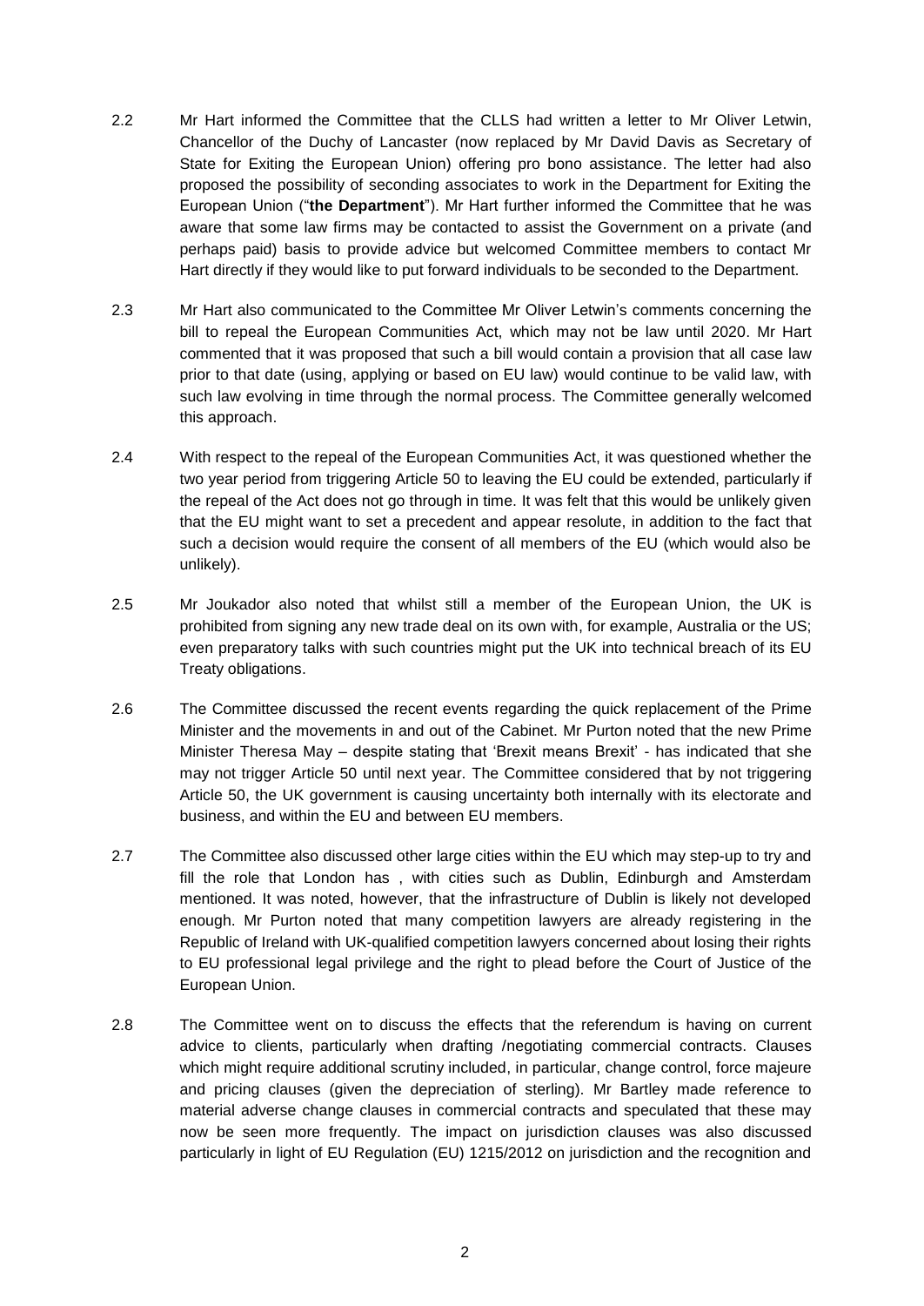2.2 Mr Hart informed the Committee that the CLLS had written a letter to Mr Oliver Letwin, Chancellor of the Duchy of Lancaster (now replaced by Mr David Davis as Secretary of State for Exiting the European Union) offering pro bono assistance. The letter had also proposed the possibility of seconding associates to work in the Department for Exiting the European Union ("**the Department**"). Mr Hart further informed the Committee that he was aware that some law firms may be contacted to assist the Government on a private (and perhaps paid) basis to provide advice but welcomed Committee members to contact Mr Hart directly if they would like to put forward individuals to be seconded to the Department.

2.3 Mr Hart also communicated to the Committee Mr Oliver Letwin's comments concerning the bill to repeal the European Communities Act, which may not be law until 2020. Mr Hart commented that it was proposed that such a bill would contain a provision that all case law prior to that date (using, applying or based on EU law) would continue to be valid law, with such law evolving in time through the normal process. The Committee generally welcomed this approach.

2.4 With respect to the repeal of the European Communities Act, it was questioned whether the two year period from triggering Article 50 to leaving the EU could be extended, particularly if the repeal of the Act does not go through in time. It was felt that this would be unlikely given that the EU might want to set a precedent and appear resolute, in addition to the fact that such a decision would require the consent of all members of the EU (which would also be unlikely).

2.5 Mr Joukador also noted that whilst still a member of the European Union, the UK is prohibited from signing any new trade deal on its own with, for example, Australia or the US; even preparatory talks with such countries might put the UK into technical breach of its EU Treaty obligations.

2.6 The Committee discussed the recent events regarding the quick replacement of the Prime Minister and the movements in and out of the Cabinet. Mr Purton noted that the new Prime Minister Theresa May – despite stating that 'Brexit means Brexit' - has indicated that she may not trigger Article 50 until next year. The Committee considered that by not triggering Article 50, the UK government is causing uncertainty both internally with its electorate and business, and within the EU and between EU members.

2.7 The Committee also discussed other large cities within the EU which may step-up to try and fill the role that London has , with cities such as Dublin, Edinburgh and Amsterdam mentioned. It was noted, however, that the infrastructure of Dublin is likely not developed enough. Mr Purton noted that many competition lawyers are already registering in the Republic of Ireland with UK-qualified competition lawyers concerned about losing their rights to EU professional legal privilege and the right to plead before the Court of Justice of the European Union.

2.8 The Committee went on to discuss the effects that the referendum is having on current advice to clients, particularly when drafting /negotiating commercial contracts. Clauses which might require additional scrutiny included, in particular, change control, force majeure and pricing clauses (given the depreciation of sterling). Mr Bartley made reference to material adverse change clauses in commercial contracts and speculated that these may now be seen more frequently. The impact on jurisdiction clauses was also discussed particularly in light of EU Regulation (EU) 1215/2012 on jurisdiction and the recognition and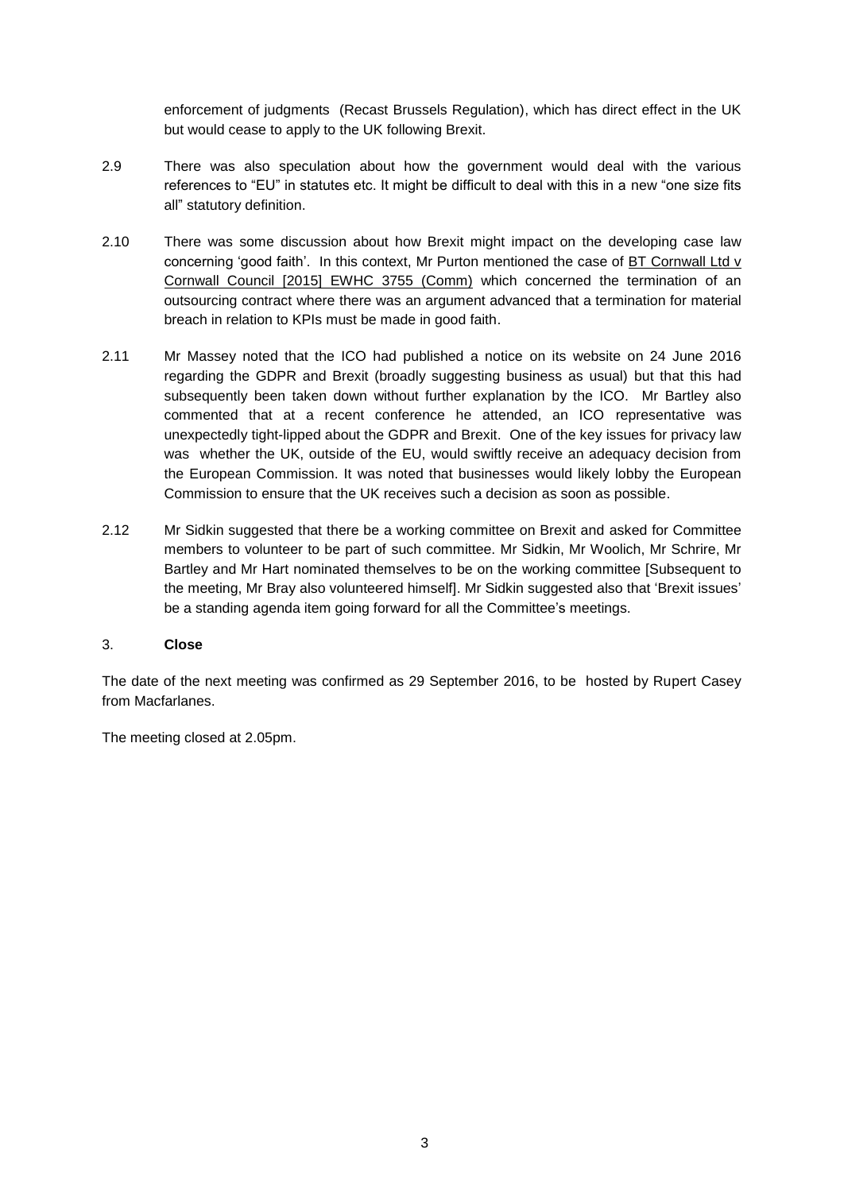enforcement of judgments (Recast Brussels Regulation), which has direct effect in the UK but would cease to apply to the UK following Brexit.

2.9 There was also speculation about how the government would deal with the various references to "EU" in statutes etc. It might be difficult to deal with this in a new "one size fits all" statutory definition.

2.10 There was some discussion about how Brexit might impact on the developing case law concerning 'good faith'. In this context, Mr Purton mentioned the case of BT Cornwall Ltd v Cornwall Council [2015] EWHC 3755 (Comm) which concerned the termination of an outsourcing contract where there was an argument advanced that a termination for material breach in relation to KPIs must be made in good faith.

2.11 Mr Massey noted that the ICO had published a notice on its website on 24 June 2016 regarding the GDPR and Brexit (broadly suggesting business as usual) but that this had subsequently been taken down without further explanation by the ICO. Mr Bartley also commented that at a recent conference he attended, an ICO representative was unexpectedly tight-lipped about the GDPR and Brexit. One of the key issues for privacy law was whether the UK, outside of the EU, would swiftly receive an adequacy decision from the European Commission. It was noted that businesses would likely lobby the European Commission to ensure that the UK receives such a decision as soon as possible.

2.12 Mr Sidkin suggested that there be a working committee on Brexit and asked for Committee members to volunteer to be part of such committee. Mr Sidkin, Mr Woolich, Mr Schrire, Mr Bartley and Mr Hart nominated themselves to be on the working committee [Subsequent to the meeting, Mr Bray also volunteered himself]. Mr Sidkin suggested also that 'Brexit issues' be a standing agenda item going forward for all the Committee's meetings.

3. **Close**

The date of the next meeting was confirmed as 29 September 2016, to be hosted by Rupert Casey from Macfarlanes.

The meeting closed at 2.05pm.